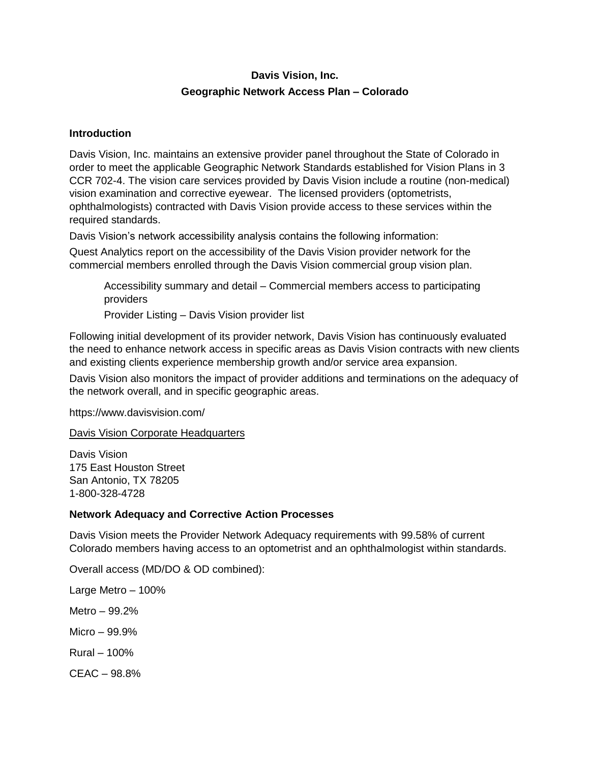# Davis Vision, Inc.

## Geographic Network Access Plan – Colorado

### Introduction

Davis Vision, Inc. maintains an extensive provider panel throughout the State of Colorado in order to meet the applicable Geographic Network Standards established for Vision Plans in 3 CCR 702-4. The vision care services provided by Davis Vision include a routine (non-medical) vision examination and corrective eyewear. The licensed providers (optometrists, ophthalmologists) contracted with Davis Vision provide access to these services within the required standards.

Davis Vision's network accessibility analysis contains the following information:

Quest Analytics report on the accessibility of the Davis Vision provider network for the commercial members enrolled through the Davis Vision commercial group vision plan.

> Accessibility summary and detail – Commercial members access to participating providers
>
> Provider Listing – Davis Vision provider list

Following initial development of its provider network, Davis Vision has continuously evaluated the need to enhance network access in specific areas as Davis Vision contracts with new clients and existing clients experience membership growth and/or service area expansion.

Davis Vision also monitors the impact of provider additions and terminations on the adequacy of the network overall, and in specific geographic areas.

https://www.davisvision.com/

<u>Davis Vision Corporate Headquarters</u>

Davis Vision
175 East Houston Street
San Antonio, TX 78205
1-800-328-4728

### Network Adequacy and Corrective Action Processes

Davis Vision meets the Provider Network Adequacy requirements with 99.58% of current Colorado members having access to an optometrist and an ophthalmologist within standards.

Overall access (MD/DO & OD combined):

Large Metro – 100%

Metro – 99.2%

Micro – 99.9%

Rural – 100%

CEAC – 98.8%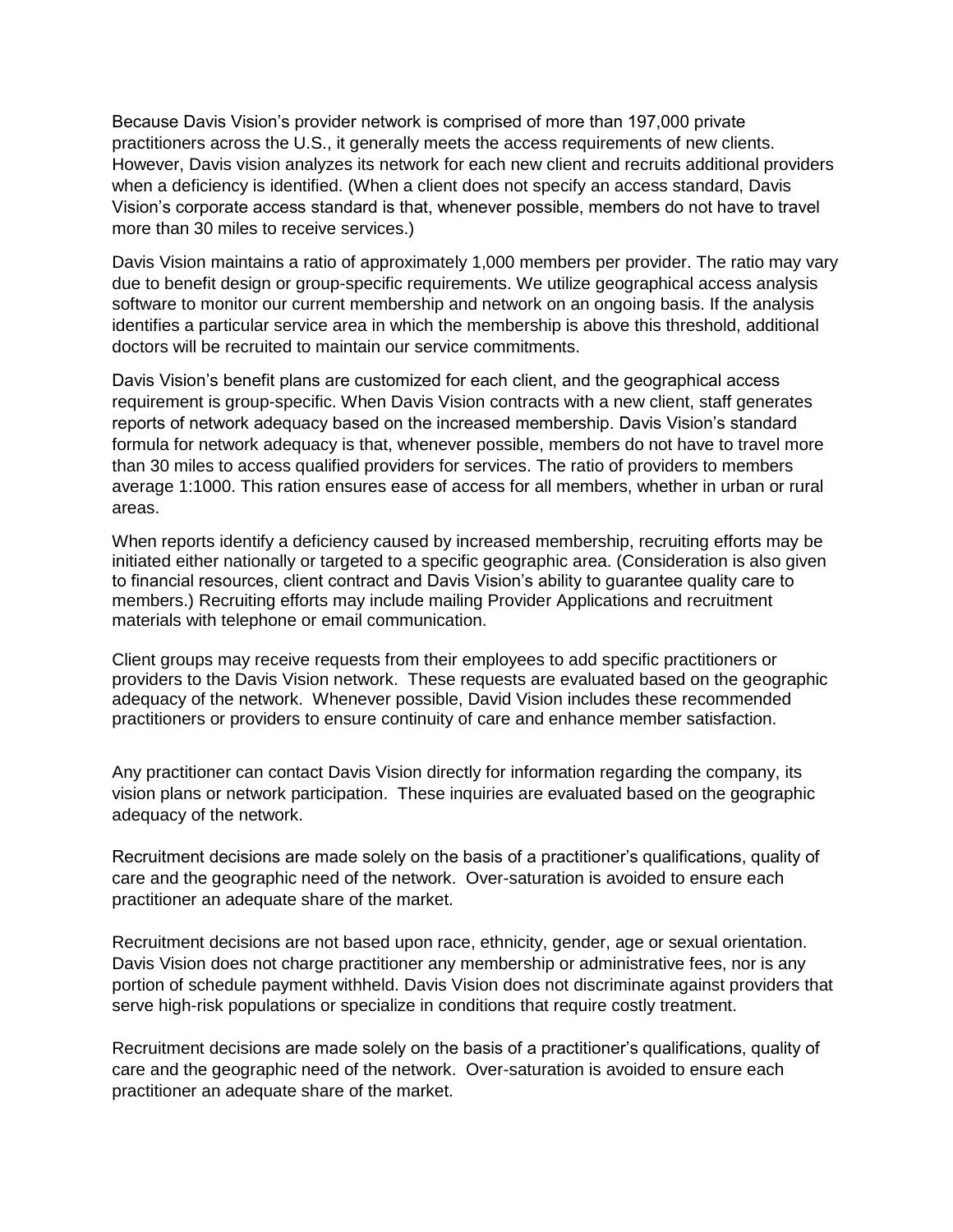Because Davis Vision's provider network is comprised of more than 197,000 private practitioners across the U.S., it generally meets the access requirements of new clients. However, Davis vision analyzes its network for each new client and recruits additional providers when a deficiency is identified. (When a client does not specify an access standard, Davis Vision's corporate access standard is that, whenever possible, members do not have to travel more than 30 miles to receive services.)

Davis Vision maintains a ratio of approximately 1,000 members per provider. The ratio may vary due to benefit design or group-specific requirements. We utilize geographical access analysis software to monitor our current membership and network on an ongoing basis. If the analysis identifies a particular service area in which the membership is above this threshold, additional doctors will be recruited to maintain our service commitments.

Davis Vision's benefit plans are customized for each client, and the geographical access requirement is group-specific. When Davis Vision contracts with a new client, staff generates reports of network adequacy based on the increased membership. Davis Vision's standard formula for network adequacy is that, whenever possible, members do not have to travel more than 30 miles to access qualified providers for services. The ratio of providers to members average 1:1000. This ration ensures ease of access for all members, whether in urban or rural areas.

When reports identify a deficiency caused by increased membership, recruiting efforts may be initiated either nationally or targeted to a specific geographic area. (Consideration is also given to financial resources, client contract and Davis Vision's ability to guarantee quality care to members.) Recruiting efforts may include mailing Provider Applications and recruitment materials with telephone or email communication.

Client groups may receive requests from their employees to add specific practitioners or providers to the Davis Vision network. These requests are evaluated based on the geographic adequacy of the network. Whenever possible, David Vision includes these recommended practitioners or providers to ensure continuity of care and enhance member satisfaction.

Any practitioner can contact Davis Vision directly for information regarding the company, its vision plans or network participation. These inquiries are evaluated based on the geographic adequacy of the network.

Recruitment decisions are made solely on the basis of a practitioner's qualifications, quality of care and the geographic need of the network. Over-saturation is avoided to ensure each practitioner an adequate share of the market.

Recruitment decisions are not based upon race, ethnicity, gender, age or sexual orientation. Davis Vision does not charge practitioner any membership or administrative fees, nor is any portion of schedule payment withheld. Davis Vision does not discriminate against providers that serve high-risk populations or specialize in conditions that require costly treatment.

Recruitment decisions are made solely on the basis of a practitioner's qualifications, quality of care and the geographic need of the network. Over-saturation is avoided to ensure each practitioner an adequate share of the market.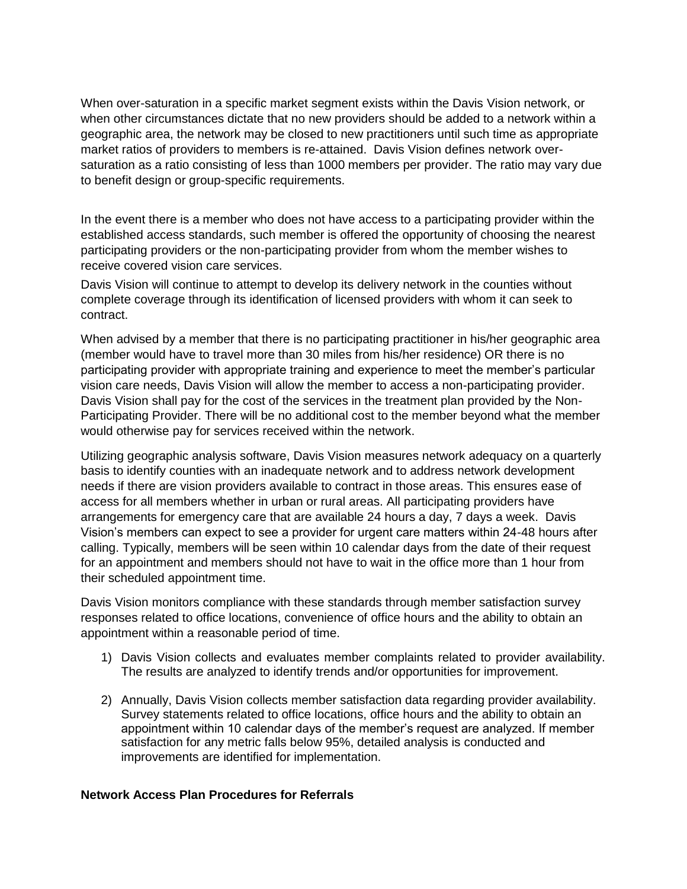When over-saturation in a specific market segment exists within the Davis Vision network, or when other circumstances dictate that no new providers should be added to a network within a geographic area, the network may be closed to new practitioners until such time as appropriate market ratios of providers to members is re-attained. Davis Vision defines network over-saturation as a ratio consisting of less than 1000 members per provider. The ratio may vary due to benefit design or group-specific requirements.

In the event there is a member who does not have access to a participating provider within the established access standards, such member is offered the opportunity of choosing the nearest participating providers or the non-participating provider from whom the member wishes to receive covered vision care services.

Davis Vision will continue to attempt to develop its delivery network in the counties without complete coverage through its identification of licensed providers with whom it can seek to contract.

When advised by a member that there is no participating practitioner in his/her geographic area (member would have to travel more than 30 miles from his/her residence) OR there is no participating provider with appropriate training and experience to meet the member's particular vision care needs, Davis Vision will allow the member to access a non-participating provider. Davis Vision shall pay for the cost of the services in the treatment plan provided by the Non-Participating Provider. There will be no additional cost to the member beyond what the member would otherwise pay for services received within the network.

Utilizing geographic analysis software, Davis Vision measures network adequacy on a quarterly basis to identify counties with an inadequate network and to address network development needs if there are vision providers available to contract in those areas. This ensures ease of access for all members whether in urban or rural areas. All participating providers have arrangements for emergency care that are available 24 hours a day, 7 days a week. Davis Vision's members can expect to see a provider for urgent care matters within 24-48 hours after calling. Typically, members will be seen within 10 calendar days from the date of their request for an appointment and members should not have to wait in the office more than 1 hour from their scheduled appointment time.

Davis Vision monitors compliance with these standards through member satisfaction survey responses related to office locations, convenience of office hours and the ability to obtain an appointment within a reasonable period of time.

1) Davis Vision collects and evaluates member complaints related to provider availability. The results are analyzed to identify trends and/or opportunities for improvement.

2) Annually, Davis Vision collects member satisfaction data regarding provider availability. Survey statements related to office locations, office hours and the ability to obtain an appointment within 10 calendar days of the member's request are analyzed. If member satisfaction for any metric falls below 95%, detailed analysis is conducted and improvements are identified for implementation.

**Network Access Plan Procedures for Referrals**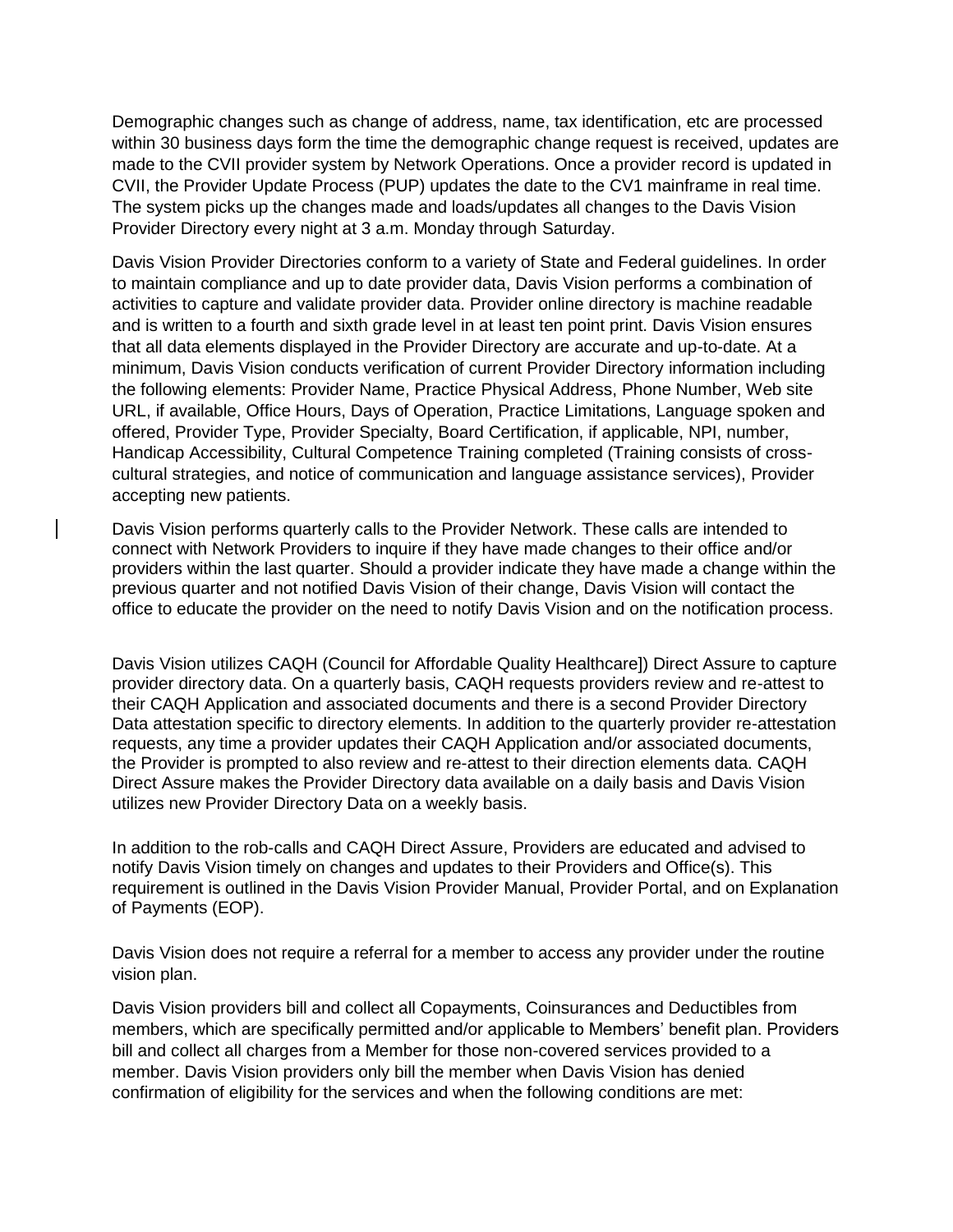Demographic changes such as change of address, name, tax identification, etc are processed within 30 business days form the time the demographic change request is received, updates are made to the CVII provider system by Network Operations. Once a provider record is updated in CVII, the Provider Update Process (PUP) updates the date to the CV1 mainframe in real time. The system picks up the changes made and loads/updates all changes to the Davis Vision Provider Directory every night at 3 a.m. Monday through Saturday.

Davis Vision Provider Directories conform to a variety of State and Federal guidelines. In order to maintain compliance and up to date provider data, Davis Vision performs a combination of activities to capture and validate provider data. Provider online directory is machine readable and is written to a fourth and sixth grade level in at least ten point print. Davis Vision ensures that all data elements displayed in the Provider Directory are accurate and up-to-date. At a minimum, Davis Vision conducts verification of current Provider Directory information including the following elements: Provider Name, Practice Physical Address, Phone Number, Web site URL, if available, Office Hours, Days of Operation, Practice Limitations, Language spoken and offered, Provider Type, Provider Specialty, Board Certification, if applicable, NPI, number, Handicap Accessibility, Cultural Competence Training completed (Training consists of cross-cultural strategies, and notice of communication and language assistance services), Provider accepting new patients.

Davis Vision performs quarterly calls to the Provider Network. These calls are intended to connect with Network Providers to inquire if they have made changes to their office and/or providers within the last quarter. Should a provider indicate they have made a change within the previous quarter and not notified Davis Vision of their change, Davis Vision will contact the office to educate the provider on the need to notify Davis Vision and on the notification process.

Davis Vision utilizes CAQH (Council for Affordable Quality Healthcare]) Direct Assure to capture provider directory data. On a quarterly basis, CAQH requests providers review and re-attest to their CAQH Application and associated documents and there is a second Provider Directory Data attestation specific to directory elements. In addition to the quarterly provider re-attestation requests, any time a provider updates their CAQH Application and/or associated documents, the Provider is prompted to also review and re-attest to their direction elements data. CAQH Direct Assure makes the Provider Directory data available on a daily basis and Davis Vision utilizes new Provider Directory Data on a weekly basis.

In addition to the rob-calls and CAQH Direct Assure, Providers are educated and advised to notify Davis Vision timely on changes and updates to their Providers and Office(s). This requirement is outlined in the Davis Vision Provider Manual, Provider Portal, and on Explanation of Payments (EOP).

Davis Vision does not require a referral for a member to access any provider under the routine vision plan.

Davis Vision providers bill and collect all Copayments, Coinsurances and Deductibles from members, which are specifically permitted and/or applicable to Members' benefit plan. Providers bill and collect all charges from a Member for those non-covered services provided to a member. Davis Vision providers only bill the member when Davis Vision has denied confirmation of eligibility for the services and when the following conditions are met: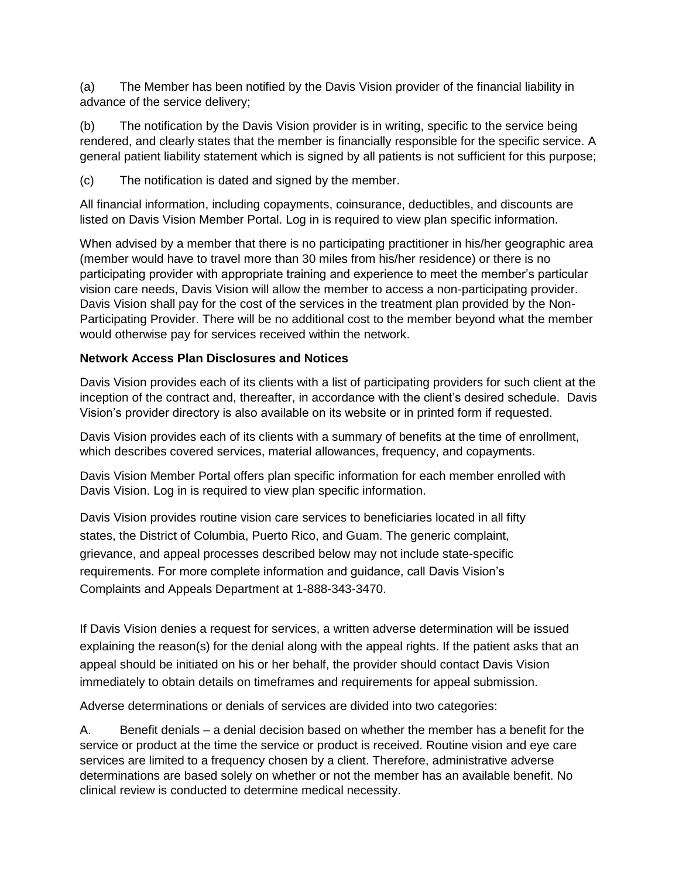(a) The Member has been notified by the Davis Vision provider of the financial liability in advance of the service delivery;

(b) The notification by the Davis Vision provider is in writing, specific to the service being rendered, and clearly states that the member is financially responsible for the specific service. A general patient liability statement which is signed by all patients is not sufficient for this purpose;

(c) The notification is dated and signed by the member.

All financial information, including copayments, coinsurance, deductibles, and discounts are listed on Davis Vision Member Portal. Log in is required to view plan specific information.

When advised by a member that there is no participating practitioner in his/her geographic area (member would have to travel more than 30 miles from his/her residence) or there is no participating provider with appropriate training and experience to meet the member's particular vision care needs, Davis Vision will allow the member to access a non-participating provider. Davis Vision shall pay for the cost of the services in the treatment plan provided by the Non-Participating Provider. There will be no additional cost to the member beyond what the member would otherwise pay for services received within the network.

**Network Access Plan Disclosures and Notices**

Davis Vision provides each of its clients with a list of participating providers for such client at the inception of the contract and, thereafter, in accordance with the client's desired schedule. Davis Vision's provider directory is also available on its website or in printed form if requested.

Davis Vision provides each of its clients with a summary of benefits at the time of enrollment, which describes covered services, material allowances, frequency, and copayments.

Davis Vision Member Portal offers plan specific information for each member enrolled with Davis Vision. Log in is required to view plan specific information.

Davis Vision provides routine vision care services to beneficiaries located in all fifty states, the District of Columbia, Puerto Rico, and Guam. The generic complaint, grievance, and appeal processes described below may not include state-specific requirements. For more complete information and guidance, call Davis Vision's Complaints and Appeals Department at 1-888-343-3470.

If Davis Vision denies a request for services, a written adverse determination will be issued explaining the reason(s) for the denial along with the appeal rights. If the patient asks that an appeal should be initiated on his or her behalf, the provider should contact Davis Vision immediately to obtain details on timeframes and requirements for appeal submission.

Adverse determinations or denials of services are divided into two categories:

A. Benefit denials – a denial decision based on whether the member has a benefit for the service or product at the time the service or product is received. Routine vision and eye care services are limited to a frequency chosen by a client. Therefore, administrative adverse determinations are based solely on whether or not the member has an available benefit. No clinical review is conducted to determine medical necessity.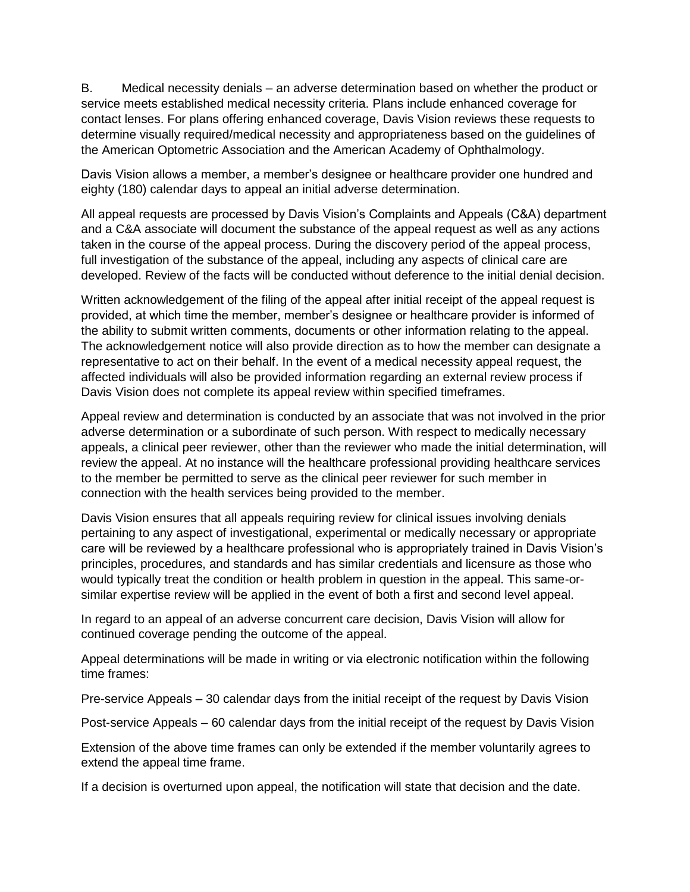B. Medical necessity denials – an adverse determination based on whether the product or service meets established medical necessity criteria. Plans include enhanced coverage for contact lenses. For plans offering enhanced coverage, Davis Vision reviews these requests to determine visually required/medical necessity and appropriateness based on the guidelines of the American Optometric Association and the American Academy of Ophthalmology.

Davis Vision allows a member, a member's designee or healthcare provider one hundred and eighty (180) calendar days to appeal an initial adverse determination.

All appeal requests are processed by Davis Vision's Complaints and Appeals (C&A) department and a C&A associate will document the substance of the appeal request as well as any actions taken in the course of the appeal process. During the discovery period of the appeal process, full investigation of the substance of the appeal, including any aspects of clinical care are developed. Review of the facts will be conducted without deference to the initial denial decision.

Written acknowledgement of the filing of the appeal after initial receipt of the appeal request is provided, at which time the member, member's designee or healthcare provider is informed of the ability to submit written comments, documents or other information relating to the appeal. The acknowledgement notice will also provide direction as to how the member can designate a representative to act on their behalf. In the event of a medical necessity appeal request, the affected individuals will also be provided information regarding an external review process if Davis Vision does not complete its appeal review within specified timeframes.

Appeal review and determination is conducted by an associate that was not involved in the prior adverse determination or a subordinate of such person. With respect to medically necessary appeals, a clinical peer reviewer, other than the reviewer who made the initial determination, will review the appeal. At no instance will the healthcare professional providing healthcare services to the member be permitted to serve as the clinical peer reviewer for such member in connection with the health services being provided to the member.

Davis Vision ensures that all appeals requiring review for clinical issues involving denials pertaining to any aspect of investigational, experimental or medically necessary or appropriate care will be reviewed by a healthcare professional who is appropriately trained in Davis Vision's principles, procedures, and standards and has similar credentials and licensure as those who would typically treat the condition or health problem in question in the appeal. This same-or-similar expertise review will be applied in the event of both a first and second level appeal.

In regard to an appeal of an adverse concurrent care decision, Davis Vision will allow for continued coverage pending the outcome of the appeal.

Appeal determinations will be made in writing or via electronic notification within the following time frames:

Pre-service Appeals – 30 calendar days from the initial receipt of the request by Davis Vision

Post-service Appeals – 60 calendar days from the initial receipt of the request by Davis Vision

Extension of the above time frames can only be extended if the member voluntarily agrees to extend the appeal time frame.

If a decision is overturned upon appeal, the notification will state that decision and the date.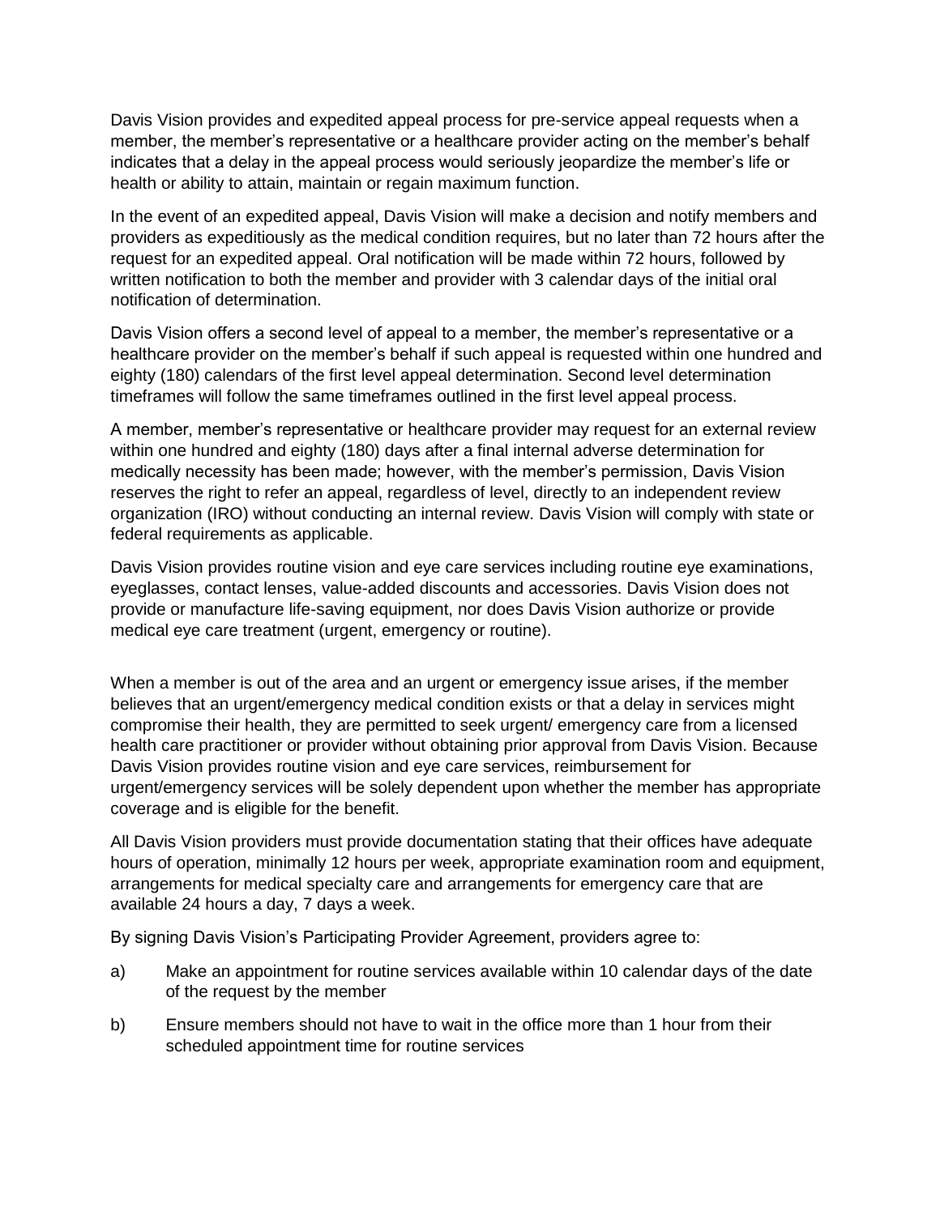Davis Vision provides and expedited appeal process for pre-service appeal requests when a member, the member's representative or a healthcare provider acting on the member's behalf indicates that a delay in the appeal process would seriously jeopardize the member's life or health or ability to attain, maintain or regain maximum function.

In the event of an expedited appeal, Davis Vision will make a decision and notify members and providers as expeditiously as the medical condition requires, but no later than 72 hours after the request for an expedited appeal. Oral notification will be made within 72 hours, followed by written notification to both the member and provider with 3 calendar days of the initial oral notification of determination.

Davis Vision offers a second level of appeal to a member, the member's representative or a healthcare provider on the member's behalf if such appeal is requested within one hundred and eighty (180) calendars of the first level appeal determination. Second level determination timeframes will follow the same timeframes outlined in the first level appeal process.

A member, member's representative or healthcare provider may request for an external review within one hundred and eighty (180) days after a final internal adverse determination for medically necessity has been made; however, with the member's permission, Davis Vision reserves the right to refer an appeal, regardless of level, directly to an independent review organization (IRO) without conducting an internal review. Davis Vision will comply with state or federal requirements as applicable.

Davis Vision provides routine vision and eye care services including routine eye examinations, eyeglasses, contact lenses, value-added discounts and accessories. Davis Vision does not provide or manufacture life-saving equipment, nor does Davis Vision authorize or provide medical eye care treatment (urgent, emergency or routine).

When a member is out of the area and an urgent or emergency issue arises, if the member believes that an urgent/emergency medical condition exists or that a delay in services might compromise their health, they are permitted to seek urgent/ emergency care from a licensed health care practitioner or provider without obtaining prior approval from Davis Vision. Because Davis Vision provides routine vision and eye care services, reimbursement for urgent/emergency services will be solely dependent upon whether the member has appropriate coverage and is eligible for the benefit.

All Davis Vision providers must provide documentation stating that their offices have adequate hours of operation, minimally 12 hours per week, appropriate examination room and equipment, arrangements for medical specialty care and arrangements for emergency care that are available 24 hours a day, 7 days a week.

By signing Davis Vision's Participating Provider Agreement, providers agree to:

a) Make an appointment for routine services available within 10 calendar days of the date of the request by the member

b) Ensure members should not have to wait in the office more than 1 hour from their scheduled appointment time for routine services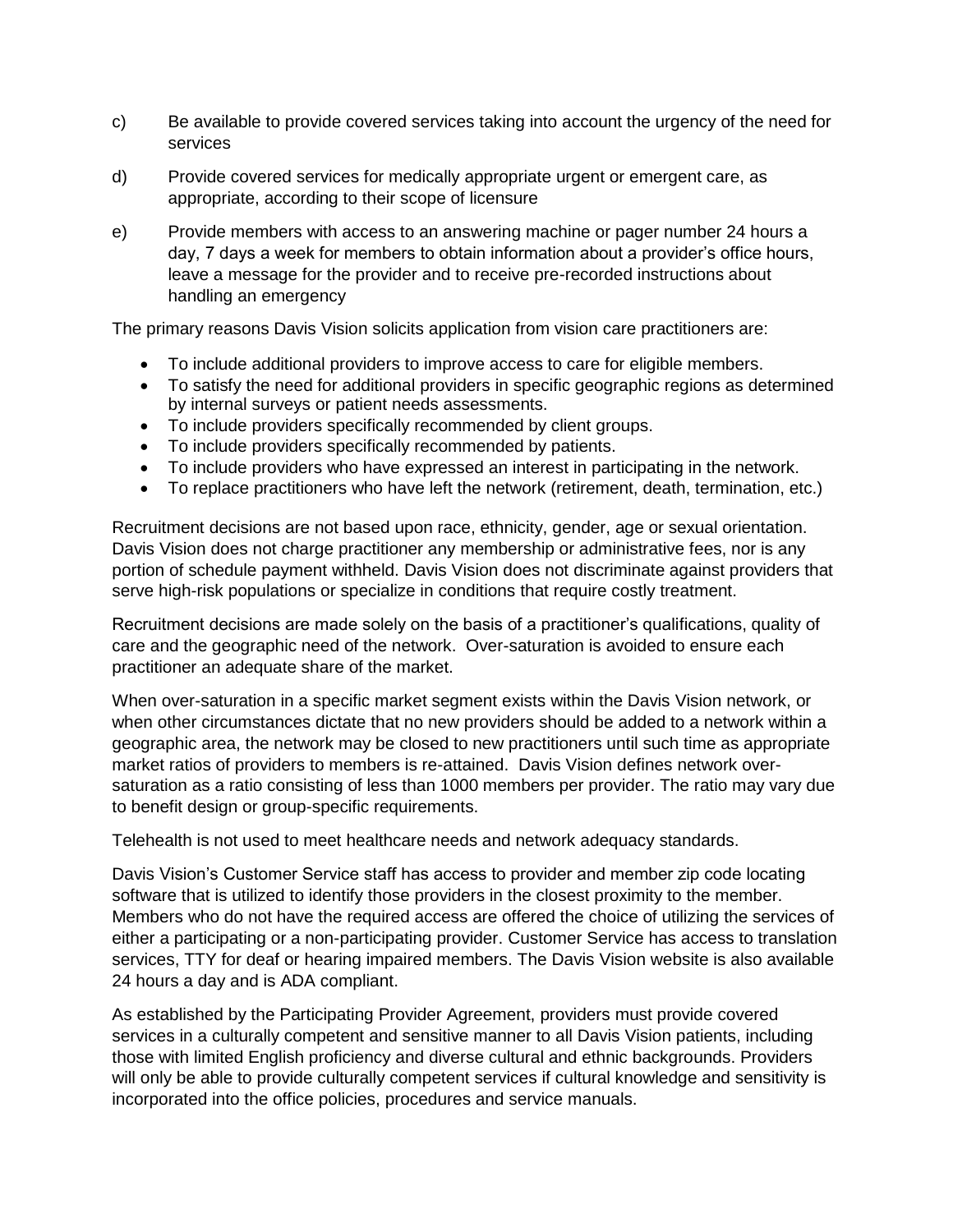c) Be available to provide covered services taking into account the urgency of the need for services

d) Provide covered services for medically appropriate urgent or emergent care, as appropriate, according to their scope of licensure

e) Provide members with access to an answering machine or pager number 24 hours a day, 7 days a week for members to obtain information about a provider's office hours, leave a message for the provider and to receive pre-recorded instructions about handling an emergency

The primary reasons Davis Vision solicits application from vision care practitioners are:

- To include additional providers to improve access to care for eligible members.
- To satisfy the need for additional providers in specific geographic regions as determined by internal surveys or patient needs assessments.
- To include providers specifically recommended by client groups.
- To include providers specifically recommended by patients.
- To include providers who have expressed an interest in participating in the network.
- To replace practitioners who have left the network (retirement, death, termination, etc.)

Recruitment decisions are not based upon race, ethnicity, gender, age or sexual orientation. Davis Vision does not charge practitioner any membership or administrative fees, nor is any portion of schedule payment withheld. Davis Vision does not discriminate against providers that serve high-risk populations or specialize in conditions that require costly treatment.

Recruitment decisions are made solely on the basis of a practitioner's qualifications, quality of care and the geographic need of the network. Over-saturation is avoided to ensure each practitioner an adequate share of the market.

When over-saturation in a specific market segment exists within the Davis Vision network, or when other circumstances dictate that no new providers should be added to a network within a geographic area, the network may be closed to new practitioners until such time as appropriate market ratios of providers to members is re-attained. Davis Vision defines network over-saturation as a ratio consisting of less than 1000 members per provider. The ratio may vary due to benefit design or group-specific requirements.

Telehealth is not used to meet healthcare needs and network adequacy standards.

Davis Vision's Customer Service staff has access to provider and member zip code locating software that is utilized to identify those providers in the closest proximity to the member. Members who do not have the required access are offered the choice of utilizing the services of either a participating or a non-participating provider. Customer Service has access to translation services, TTY for deaf or hearing impaired members. The Davis Vision website is also available 24 hours a day and is ADA compliant.

As established by the Participating Provider Agreement, providers must provide covered services in a culturally competent and sensitive manner to all Davis Vision patients, including those with limited English proficiency and diverse cultural and ethnic backgrounds. Providers will only be able to provide culturally competent services if cultural knowledge and sensitivity is incorporated into the office policies, procedures and service manuals.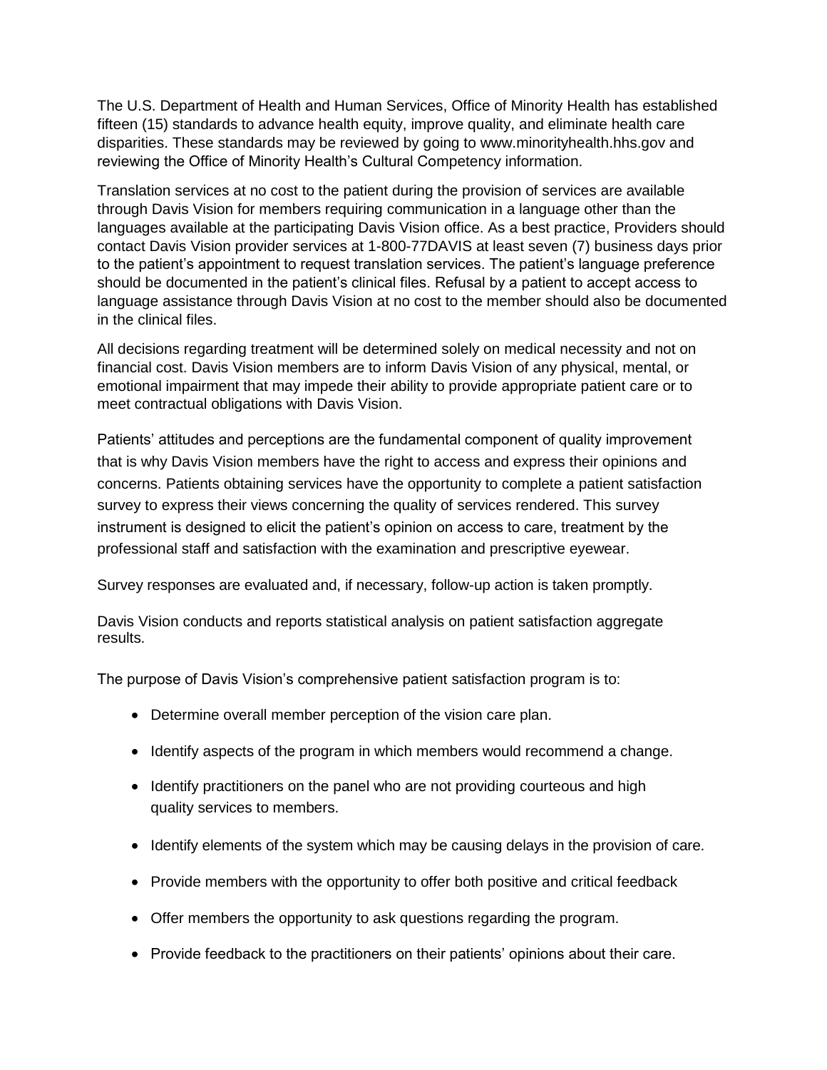The U.S. Department of Health and Human Services, Office of Minority Health has established fifteen (15) standards to advance health equity, improve quality, and eliminate health care disparities. These standards may be reviewed by going to www.minorityhealth.hhs.gov and reviewing the Office of Minority Health's Cultural Competency information.

Translation services at no cost to the patient during the provision of services are available through Davis Vision for members requiring communication in a language other than the languages available at the participating Davis Vision office. As a best practice, Providers should contact Davis Vision provider services at 1-800-77DAVIS at least seven (7) business days prior to the patient's appointment to request translation services. The patient's language preference should be documented in the patient's clinical files. Refusal by a patient to accept access to language assistance through Davis Vision at no cost to the member should also be documented in the clinical files.

All decisions regarding treatment will be determined solely on medical necessity and not on financial cost. Davis Vision members are to inform Davis Vision of any physical, mental, or emotional impairment that may impede their ability to provide appropriate patient care or to meet contractual obligations with Davis Vision.

Patients' attitudes and perceptions are the fundamental component of quality improvement that is why Davis Vision members have the right to access and express their opinions and concerns. Patients obtaining services have the opportunity to complete a patient satisfaction survey to express their views concerning the quality of services rendered. This survey instrument is designed to elicit the patient's opinion on access to care, treatment by the professional staff and satisfaction with the examination and prescriptive eyewear.

Survey responses are evaluated and, if necessary, follow-up action is taken promptly.

Davis Vision conducts and reports statistical analysis on patient satisfaction aggregate results.

The purpose of Davis Vision's comprehensive patient satisfaction program is to:

- Determine overall member perception of the vision care plan.
- Identify aspects of the program in which members would recommend a change.
- Identify practitioners on the panel who are not providing courteous and high quality services to members.
- Identify elements of the system which may be causing delays in the provision of care.
- Provide members with the opportunity to offer both positive and critical feedback
- Offer members the opportunity to ask questions regarding the program.
- Provide feedback to the practitioners on their patients' opinions about their care.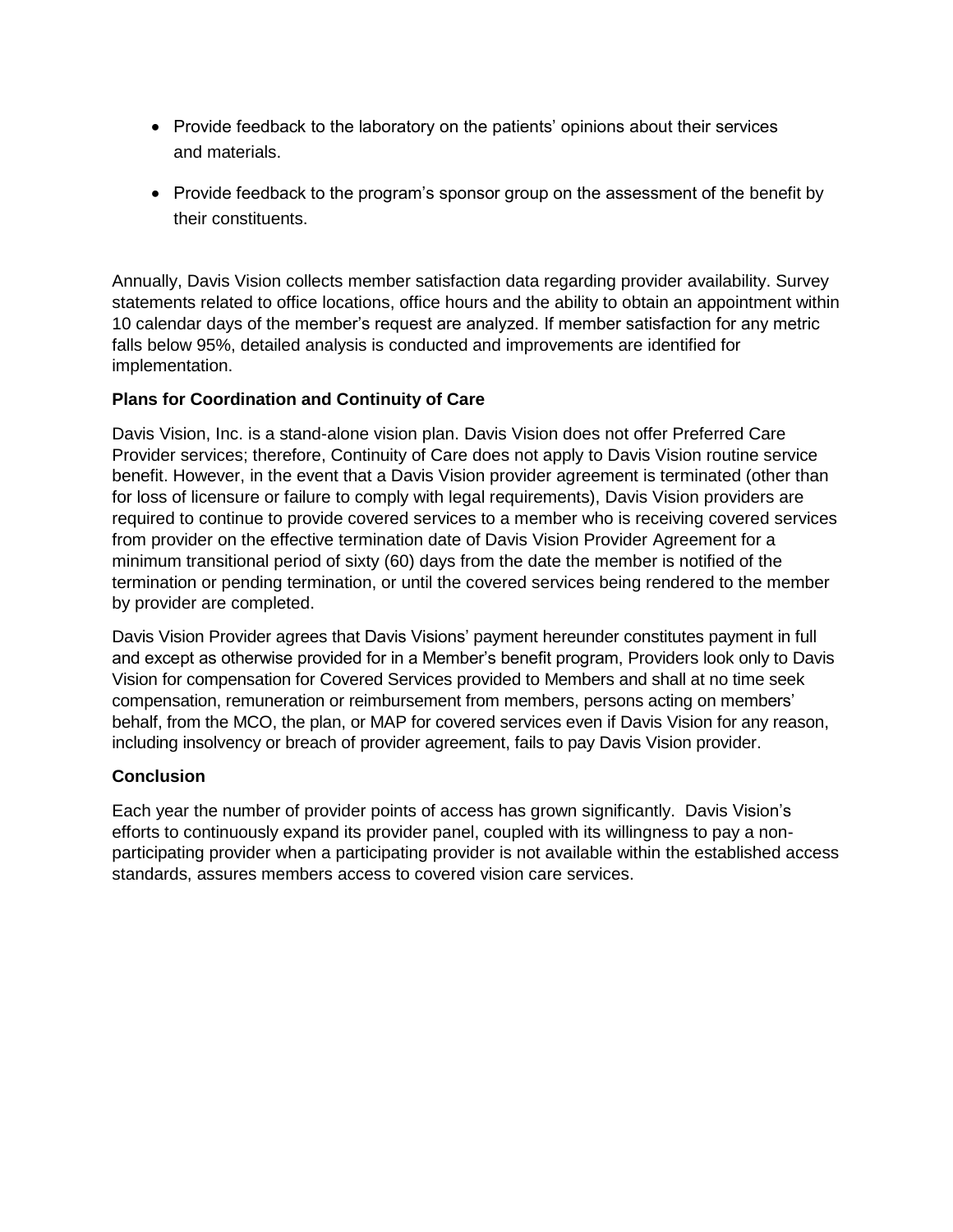- Provide feedback to the laboratory on the patients' opinions about their services and materials.
- Provide feedback to the program's sponsor group on the assessment of the benefit by their constituents.

Annually, Davis Vision collects member satisfaction data regarding provider availability. Survey statements related to office locations, office hours and the ability to obtain an appointment within 10 calendar days of the member's request are analyzed. If member satisfaction for any metric falls below 95%, detailed analysis is conducted and improvements are identified for implementation.

**Plans for Coordination and Continuity of Care**

Davis Vision, Inc. is a stand-alone vision plan. Davis Vision does not offer Preferred Care Provider services; therefore, Continuity of Care does not apply to Davis Vision routine service benefit. However, in the event that a Davis Vision provider agreement is terminated (other than for loss of licensure or failure to comply with legal requirements), Davis Vision providers are required to continue to provide covered services to a member who is receiving covered services from provider on the effective termination date of Davis Vision Provider Agreement for a minimum transitional period of sixty (60) days from the date the member is notified of the termination or pending termination, or until the covered services being rendered to the member by provider are completed.

Davis Vision Provider agrees that Davis Visions' payment hereunder constitutes payment in full and except as otherwise provided for in a Member's benefit program, Providers look only to Davis Vision for compensation for Covered Services provided to Members and shall at no time seek compensation, remuneration or reimbursement from members, persons acting on members' behalf, from the MCO, the plan, or MAP for covered services even if Davis Vision for any reason, including insolvency or breach of provider agreement, fails to pay Davis Vision provider.

**Conclusion**

Each year the number of provider points of access has grown significantly. Davis Vision's efforts to continuously expand its provider panel, coupled with its willingness to pay a non-participating provider when a participating provider is not available within the established access standards, assures members access to covered vision care services.